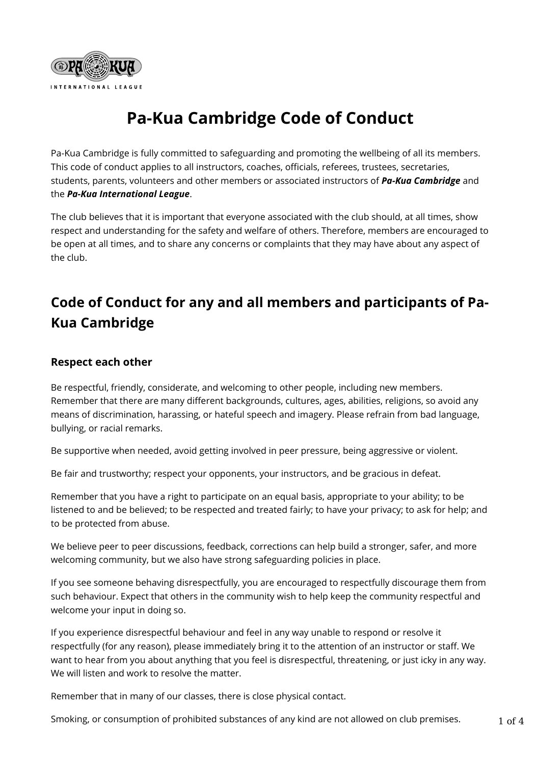# Pa-Kua Cambridge Code of Conduct

Pa-Kua Cambridge is fully committed to safeguarding and promoting the wellbeing of all its members. This code of conduct applies to all instructors, coaches, officials, referees, trustees, secretaries, students, parents, volunteers and other members or associated instructors of ***Pa-Kua Cambridge*** and the ***Pa-Kua International League***.

The club believes that it is important that everyone associated with the club should, at all times, show respect and understanding for the safety and welfare of others. Therefore, members are encouraged to be open at all times, and to share any concerns or complaints that they may have about any aspect of the club.

## Code of Conduct for any and all members and participants of Pa-Kua Cambridge

### Respect each other

Be respectful, friendly, considerate, and welcoming to other people, including new members. Remember that there are many different backgrounds, cultures, ages, abilities, religions, so avoid any means of discrimination, harassing, or hateful speech and imagery. Please refrain from bad language, bullying, or racial remarks.

Be supportive when needed, avoid getting involved in peer pressure, being aggressive or violent.

Be fair and trustworthy; respect your opponents, your instructors, and be gracious in defeat.

Remember that you have a right to participate on an equal basis, appropriate to your ability; to be listened to and be believed; to be respected and treated fairly; to have your privacy; to ask for help; and to be protected from abuse.

We believe peer to peer discussions, feedback, corrections can help build a stronger, safer, and more welcoming community, but we also have strong safeguarding policies in place.

If you see someone behaving disrespectfully, you are encouraged to respectfully discourage them from such behaviour. Expect that others in the community wish to help keep the community respectful and welcome your input in doing so.

If you experience disrespectful behaviour and feel in any way unable to respond or resolve it respectfully (for any reason), please immediately bring it to the attention of an instructor or staff. We want to hear from you about anything that you feel is disrespectful, threatening, or just icky in any way. We will listen and work to resolve the matter.

Remember that in many of our classes, there is close physical contact.

Smoking, or consumption of prohibited substances of any kind are not allowed on club premises.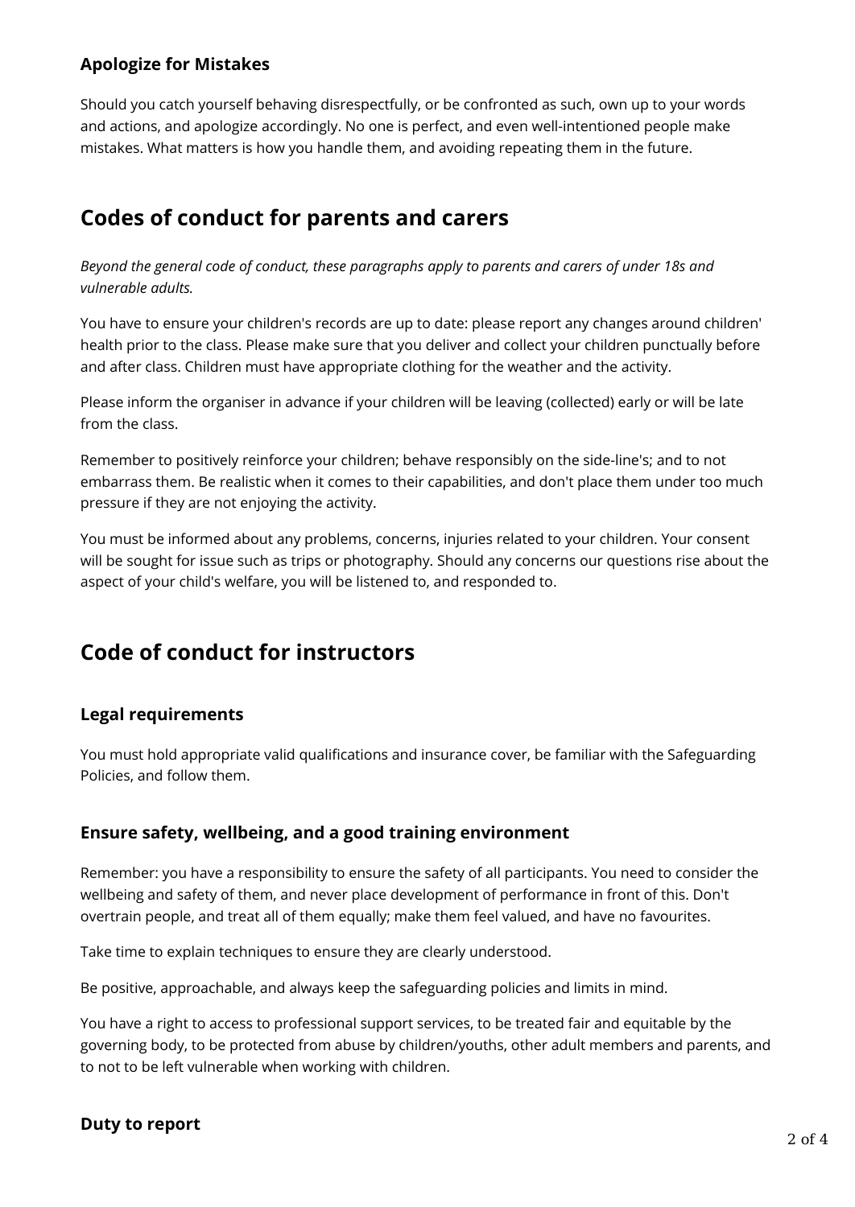### Apologize for Mistakes

Should you catch yourself behaving disrespectfully, or be confronted as such, own up to your words and actions, and apologize accordingly. No one is perfect, and even well-intentioned people make mistakes. What matters is how you handle them, and avoiding repeating them in the future.

## Codes of conduct for parents and carers

*Beyond the general code of conduct, these paragraphs apply to parents and carers of under 18s and vulnerable adults.*

You have to ensure your children's records are up to date: please report any changes around children' health prior to the class. Please make sure that you deliver and collect your children punctually before and after class. Children must have appropriate clothing for the weather and the activity.

Please inform the organiser in advance if your children will be leaving (collected) early or will be late from the class.

Remember to positively reinforce your children; behave responsibly on the side-line's; and to not embarrass them. Be realistic when it comes to their capabilities, and don't place them under too much pressure if they are not enjoying the activity.

You must be informed about any problems, concerns, injuries related to your children. Your consent will be sought for issue such as trips or photography. Should any concerns our questions rise about the aspect of your child's welfare, you will be listened to, and responded to.

## Code of conduct for instructors

### Legal requirements

You must hold appropriate valid qualifications and insurance cover, be familiar with the Safeguarding Policies, and follow them.

### Ensure safety, wellbeing, and a good training environment

Remember: you have a responsibility to ensure the safety of all participants. You need to consider the wellbeing and safety of them, and never place development of performance in front of this. Don't overtrain people, and treat all of them equally; make them feel valued, and have no favourites.

Take time to explain techniques to ensure they are clearly understood.

Be positive, approachable, and always keep the safeguarding policies and limits in mind.

You have a right to access to professional support services, to be treated fair and equitable by the governing body, to be protected from abuse by children/youths, other adult members and parents, and to not to be left vulnerable when working with children.

### Duty to report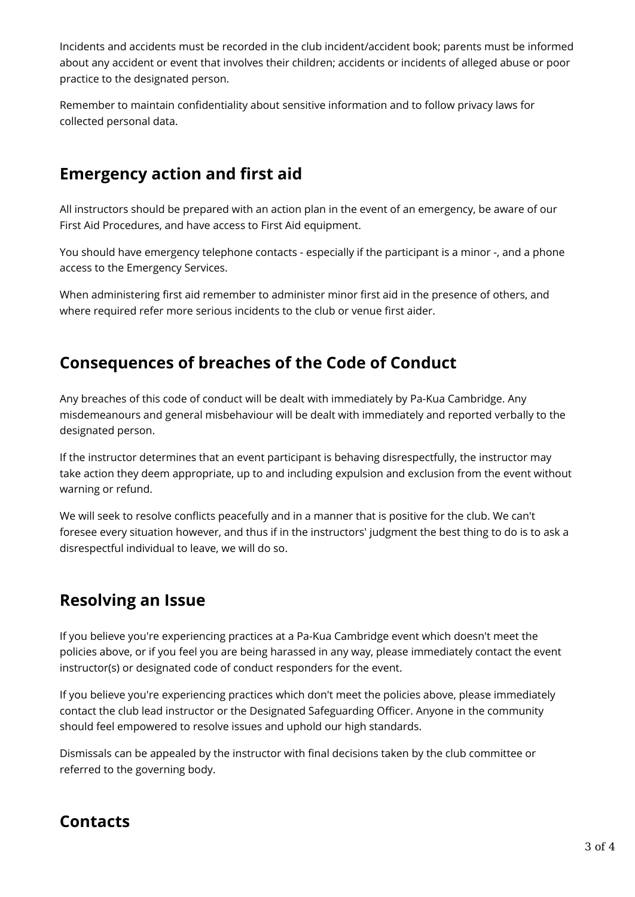Incidents and accidents must be recorded in the club incident/accident book; parents must be informed about any accident or event that involves their children; accidents or incidents of alleged abuse or poor practice to the designated person.

Remember to maintain confidentiality about sensitive information and to follow privacy laws for collected personal data.

## Emergency action and first aid

All instructors should be prepared with an action plan in the event of an emergency, be aware of our First Aid Procedures, and have access to First Aid equipment.

You should have emergency telephone contacts - especially if the participant is a minor -, and a phone access to the Emergency Services.

When administering first aid remember to administer minor first aid in the presence of others, and where required refer more serious incidents to the club or venue first aider.

## Consequences of breaches of the Code of Conduct

Any breaches of this code of conduct will be dealt with immediately by Pa-Kua Cambridge. Any misdemeanours and general misbehaviour will be dealt with immediately and reported verbally to the designated person.

If the instructor determines that an event participant is behaving disrespectfully, the instructor may take action they deem appropriate, up to and including expulsion and exclusion from the event without warning or refund.

We will seek to resolve conflicts peacefully and in a manner that is positive for the club. We can't foresee every situation however, and thus if in the instructors' judgment the best thing to do is to ask a disrespectful individual to leave, we will do so.

## Resolving an Issue

If you believe you're experiencing practices at a Pa-Kua Cambridge event which doesn't meet the policies above, or if you feel you are being harassed in any way, please immediately contact the event instructor(s) or designated code of conduct responders for the event.

If you believe you're experiencing practices which don't meet the policies above, please immediately contact the club lead instructor or the Designated Safeguarding Officer. Anyone in the community should feel empowered to resolve issues and uphold our high standards.

Dismissals can be appealed by the instructor with final decisions taken by the club committee or referred to the governing body.

## Contacts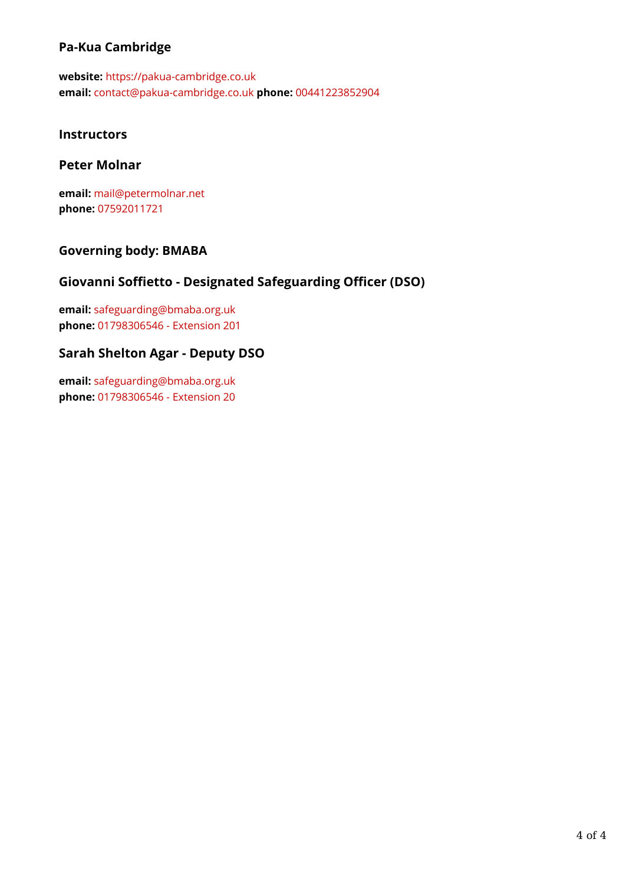### Pa-Kua Cambridge

**website:** https://pakua-cambridge.co.uk
**email:** contact@pakua-cambridge.co.uk **phone:** 00441223852904

### Instructors

### Peter Molnar

**email:** mail@petermolnar.net
**phone:** 07592011721

### Governing body: BMABA

### Giovanni Soffietto - Designated Safeguarding Officer (DSO)

**email:** safeguarding@bmaba.org.uk
**phone:** 01798306546 - Extension 201

### Sarah Shelton Agar - Deputy DSO

**email:** safeguarding@bmaba.org.uk
**phone:** 01798306546 - Extension 20